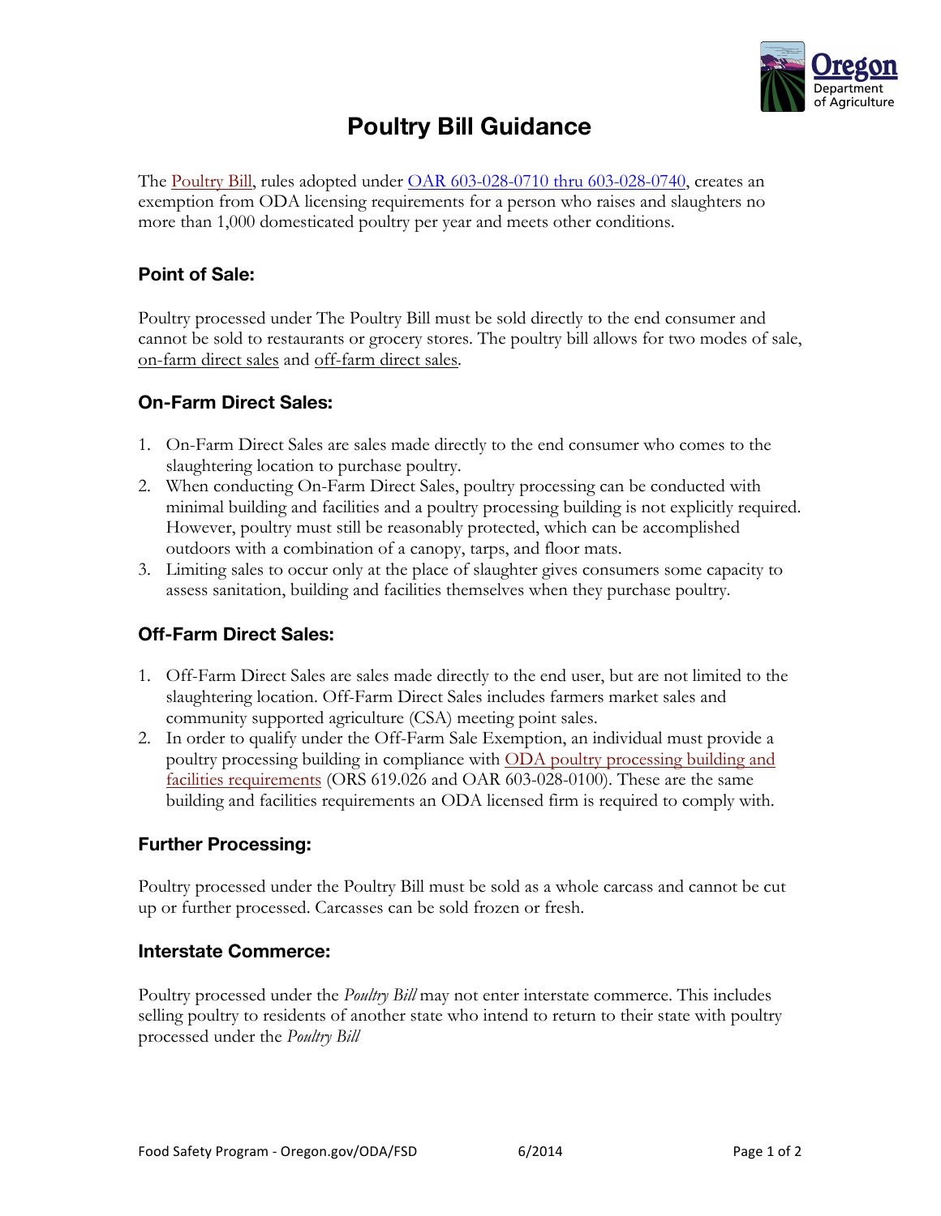# Poultry Bill Guidance

The Poultry Bill, rules adopted under OAR 603-028-0710 thru 603-028-0740, creates an exemption from ODA licensing requirements for a person who raises and slaughters no more than 1,000 domesticated poultry per year and meets other conditions.

## Point of Sale:

Poultry processed under The Poultry Bill must be sold directly to the end consumer and cannot be sold to restaurants or grocery stores. The poultry bill allows for two modes of sale, on-farm direct sales and off-farm direct sales.

## On-Farm Direct Sales:

1. On-Farm Direct Sales are sales made directly to the end consumer who comes to the slaughtering location to purchase poultry.
2. When conducting On-Farm Direct Sales, poultry processing can be conducted with minimal building and facilities and a poultry processing building is not explicitly required. However, poultry must still be reasonably protected, which can be accomplished outdoors with a combination of a canopy, tarps, and floor mats.
3. Limiting sales to occur only at the place of slaughter gives consumers some capacity to assess sanitation, building and facilities themselves when they purchase poultry.

## Off-Farm Direct Sales:

1. Off-Farm Direct Sales are sales made directly to the end user, but are not limited to the slaughtering location. Off-Farm Direct Sales includes farmers market sales and community supported agriculture (CSA) meeting point sales.
2. In order to qualify under the Off-Farm Sale Exemption, an individual must provide a poultry processing building in compliance with ODA poultry processing building and facilities requirements (ORS 619.026 and OAR 603-028-0100). These are the same building and facilities requirements an ODA licensed firm is required to comply with.

## Further Processing:

Poultry processed under the Poultry Bill must be sold as a whole carcass and cannot be cut up or further processed. Carcasses can be sold frozen or fresh.

## Interstate Commerce:

Poultry processed under the *Poultry Bill* may not enter interstate commerce. This includes selling poultry to residents of another state who intend to return to their state with poultry processed under the *Poultry Bill*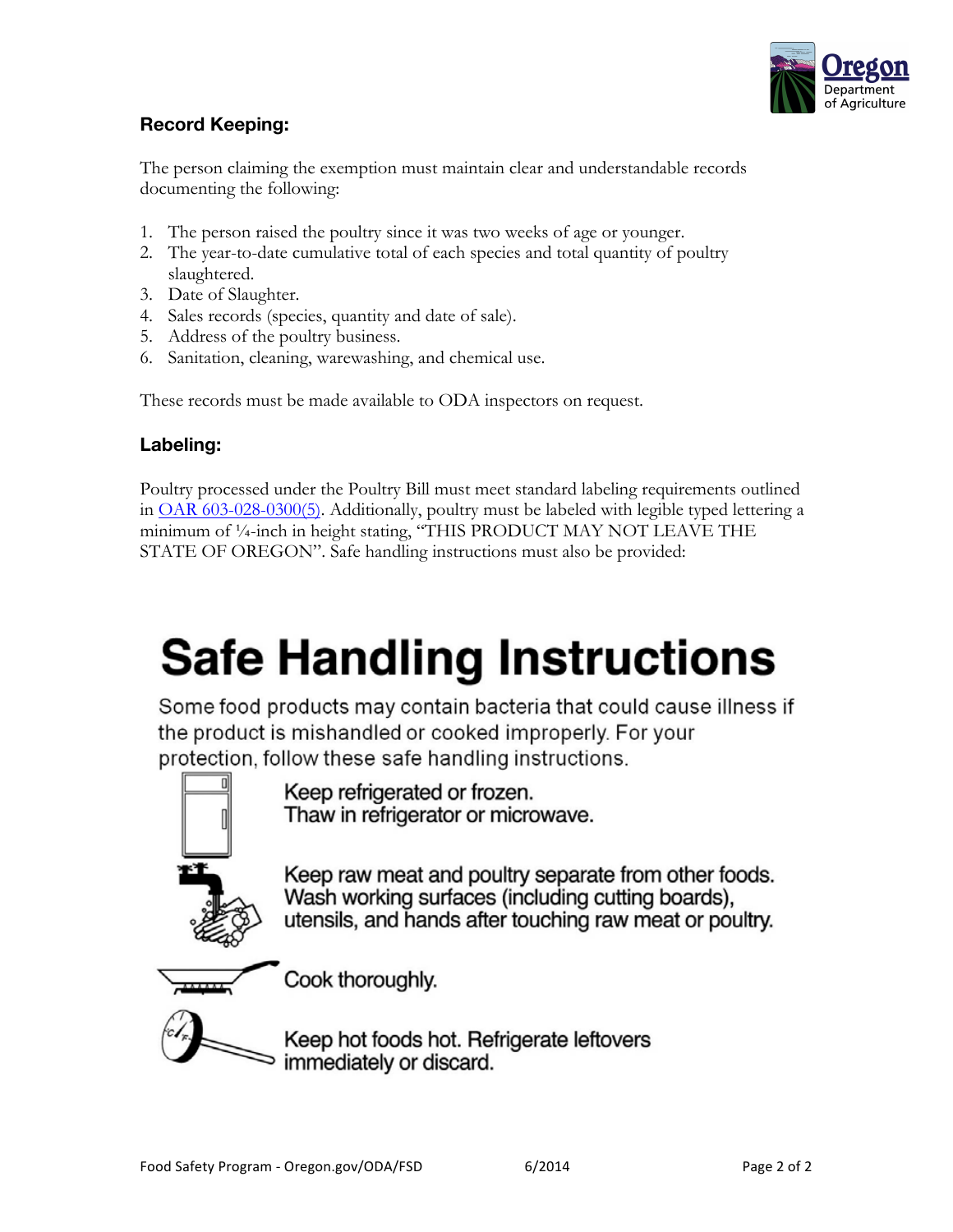## Record Keeping:

The person claiming the exemption must maintain clear and understandable records documenting the following:

1. The person raised the poultry since it was two weeks of age or younger.
2. The year-to-date cumulative total of each species and total quantity of poultry slaughtered.
3. Date of Slaughter.
4. Sales records (species, quantity and date of sale).
5. Address of the poultry business.
6. Sanitation, cleaning, warewashing, and chemical use.

These records must be made available to ODA inspectors on request.

## Labeling:

Poultry processed under the Poultry Bill must meet standard labeling requirements outlined in OAR 603-028-0300(5). Additionally, poultry must be labeled with legible typed lettering a minimum of ¼-inch in height stating, "THIS PRODUCT MAY NOT LEAVE THE STATE OF OREGON". Safe handling instructions must also be provided:

# Safe Handling Instructions

Some food products may contain bacteria that could cause illness if the product is mishandled or cooked improperly. For your protection, follow these safe handling instructions.

Keep refrigerated or frozen.
Thaw in refrigerator or microwave.

Keep raw meat and poultry separate from other foods.
Wash working surfaces (including cutting boards), utensils, and hands after touching raw meat or poultry.

Cook thoroughly.

Keep hot foods hot. Refrigerate leftovers immediately or discard.

Food Safety Program - Oregon.gov/ODA/FSD 6/2014